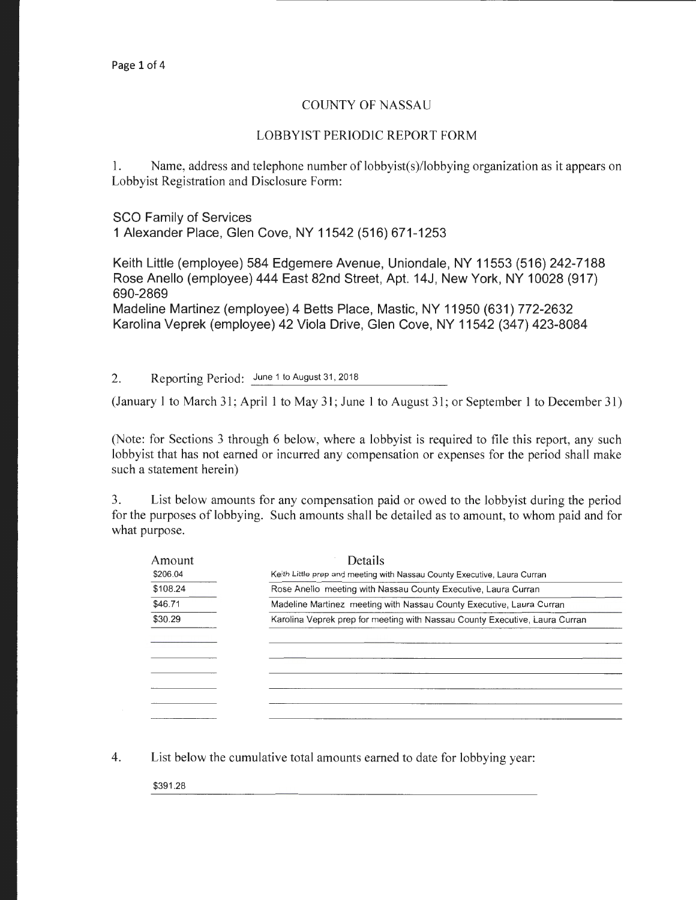# COUNTY OF NASSAU

## LOBBYIST PERIODIC REPORT FORM

1. Name, address and telephone number of lobbyist(s)/lobbying organization as it appears on Lobbyist Registration and Disclosure Form:

SCO Family of Services
1 Alexander Place, Glen Cove, NY 11542 (516) 671-1253

Keith Little (employee) 584 Edgemere Avenue, Uniondale, NY 11553 (516) 242-7188
Rose Anello (employee) 444 East 82nd Street, Apt. 14J, New York, NY 10028 (917) 690-2869
Madeline Martinez (employee) 4 Betts Place, Mastic, NY 11950 (631) 772-2632
Karolina Veprek (employee) 42 Viola Drive, Glen Cove, NY 11542 (347) 423-8084

2. Reporting Period: June 1 to August 31, 2018

(January 1 to March 31; April 1 to May 31; June 1 to August 31; or September 1 to December 31)

(Note: for Sections 3 through 6 below, where a lobbyist is required to file this report, any such lobbyist that has not earned or incurred any compensation or expenses for the period shall make such a statement herein)

3. List below amounts for any compensation paid or owed to the lobbyist during the period for the purposes of lobbying. Such amounts shall be detailed as to amount, to whom paid and for what purpose.

| Amount | Details |
|---|---|
| $206.04 | Keith Little prep and meeting with Nassau County Executive, Laura Curran |
| $108.24 | Rose Anello meeting with Nassau County Executive, Laura Curran |
| $46.71 | Madeline Martinez meeting with Nassau County Executive, Laura Curran |
| $30.29 | Karolina Veprek prep for meeting with Nassau County Executive, Laura Curran |

4. List below the cumulative total amounts earned to date for lobbying year:

$391.28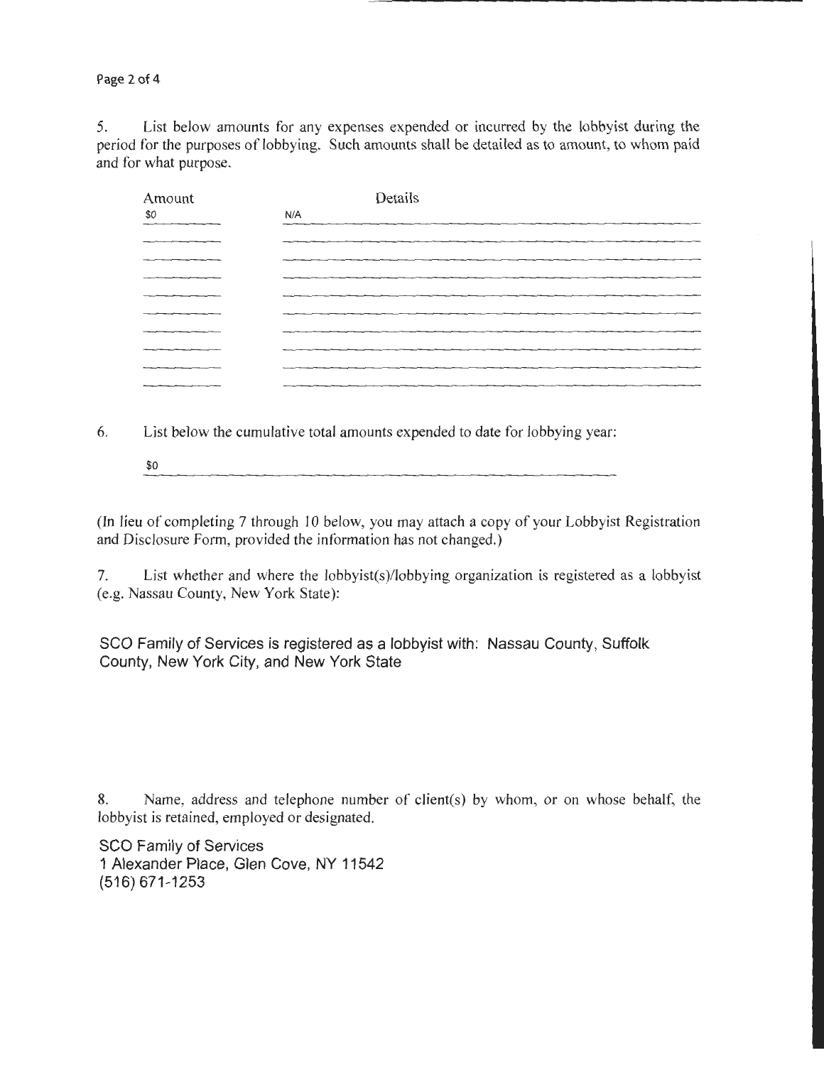5. List below amounts for any expenses expended or incurred by the lobbyist during the period for the purposes of lobbying. Such amounts shall be detailed as to amount, to whom paid and for what purpose.

| Amount | Details |
| --- | --- |
| $0 | N/A |
| | |
| | |
| | |
| | |
| | |
| | |
| | |
| | |
| | |

6. List below the cumulative total amounts expended to date for lobbying year:

$0

(In lieu of completing 7 through 10 below, you may attach a copy of your Lobbyist Registration and Disclosure Form, provided the information has not changed.)

7. List whether and where the lobbyist(s)/lobbying organization is registered as a lobbyist (e.g. Nassau County, New York State):

SCO Family of Services is registered as a lobbyist with: Nassau County, Suffolk County, New York City, and New York State

8. Name, address and telephone number of client(s) by whom, or on whose behalf, the lobbyist is retained, employed or designated.

SCO Family of Services
1 Alexander Place, Glen Cove, NY 11542
(516) 671-1253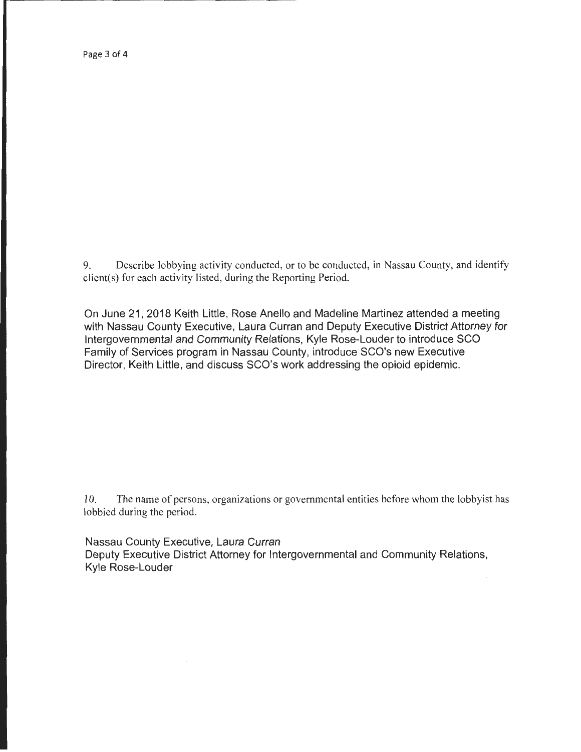9. Describe lobbying activity conducted, or to be conducted, in Nassau County, and identify client(s) for each activity listed, during the Reporting Period.

On June 21, 2018 Keith Little, Rose Anello and Madeline Martinez attended a meeting with Nassau County Executive, Laura Curran and Deputy Executive District Attorney for Intergovernmental and Community Relations, Kyle Rose-Louder to introduce SCO Family of Services program in Nassau County, introduce SCO's new Executive Director, Keith Little, and discuss SCO's work addressing the opioid epidemic.

10. The name of persons, organizations or governmental entities before whom the lobbyist has lobbied during the period.

Nassau County Executive, Laura Curran
Deputy Executive District Attorney for Intergovernmental and Community Relations, Kyle Rose-Louder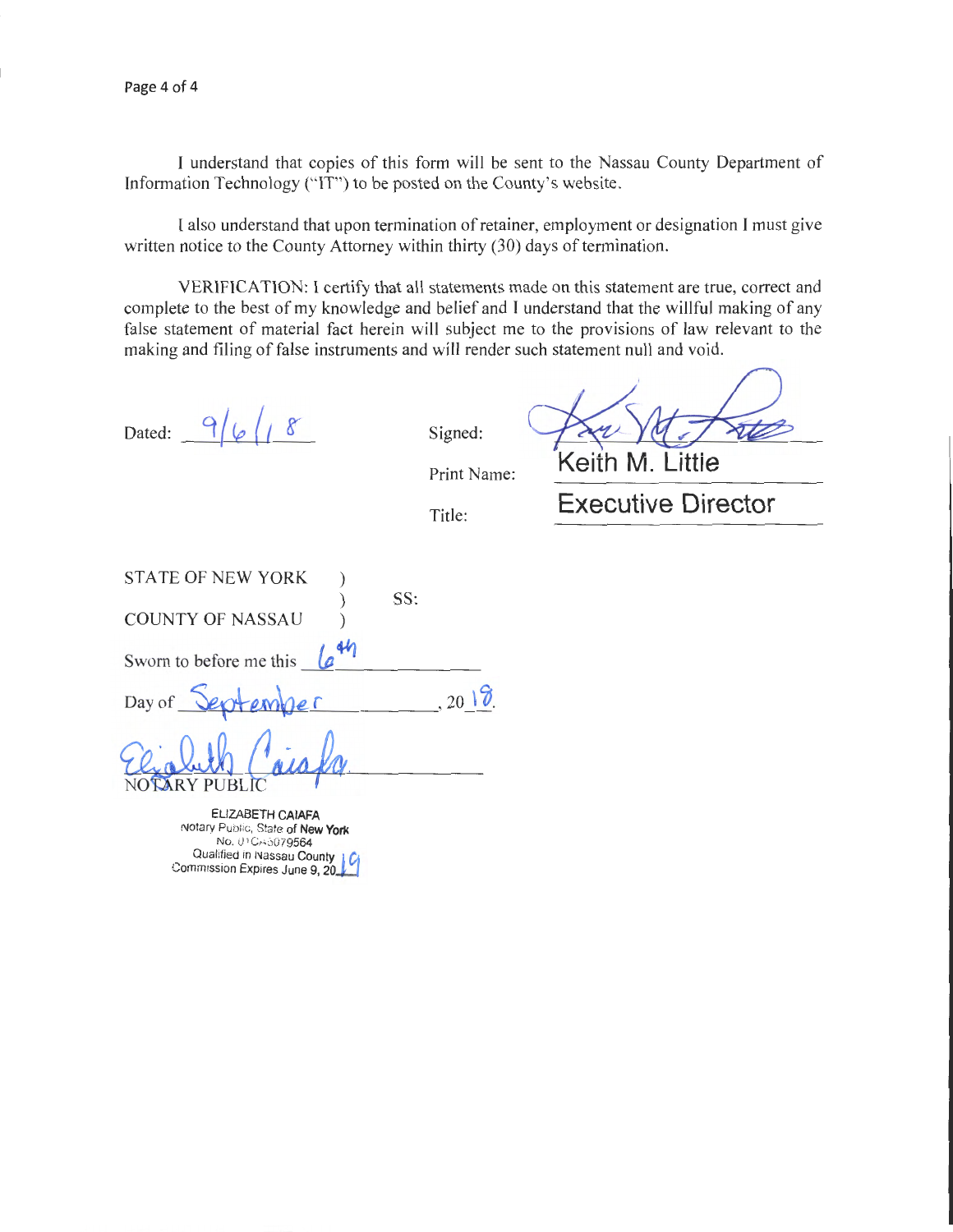I understand that copies of this form will be sent to the Nassau County Department of Information Technology ("IT") to be posted on the County's website.

I also understand that upon termination of retainer, employment or designation I must give written notice to the County Attorney within thirty (30) days of termination.

VERIFICATION: I certify that all statements made on this statement are true, correct and complete to the best of my knowledge and belief and I understand that the willful making of any false statement of material fact herein will subject me to the provisions of law relevant to the making and filing of false instruments and will render such statement null and void.

Dated: 9/6/18

Signed: [signature]

Print Name: Keith M. Little

Title: Executive Director

STATE OF NEW YORK )
) SS:
COUNTY OF NASSAU )

Sworn to before me this 6th

Day of September, 2018.

[signature: Elizabeth Caiafa]
NOTARY PUBLIC

ELIZABETH CAIAFA
Notary Public, State of New York
No. 01CA5079564
Qualified in Nassau County
Commission Expires June 9, 2019